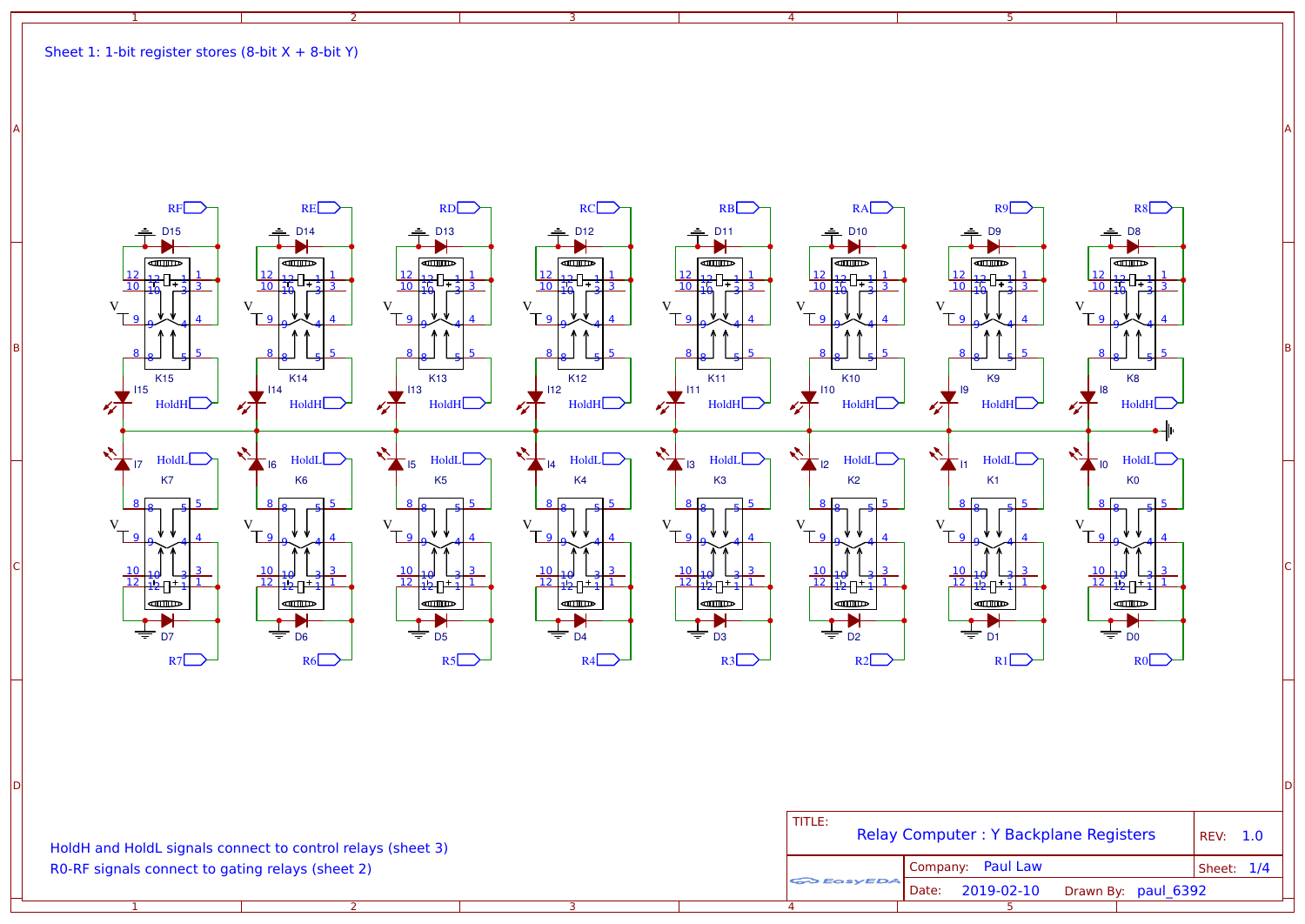Sheet 1: 1-bit register stores (8-bit X + 8-bit Y)

HoldH and HoldL signals connect to control relays (sheet 3)

R0-RF signals connect to gating relays (sheet 2)

| TITLE: | Relay Computer : Y Backplane Registers | REV: 1.0 |
| --- | --- | --- |
| Company: Paul Law | | Sheet: 1/4 |
| Date: 2019-02-10 | Drawn By: paul_6392 | |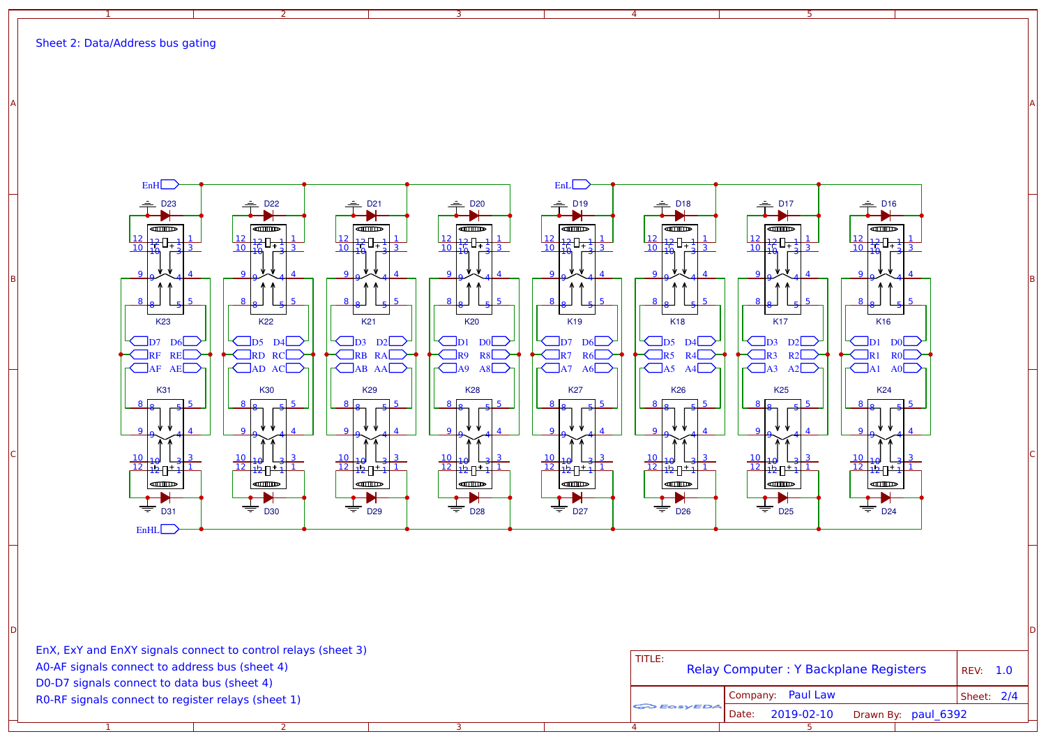Sheet 2: Data/Address bus gating

EnX, ExY and EnXY signals connect to control relays (sheet 3)
A0-AF signals connect to address bus (sheet 4)
D0-D7 signals connect to data bus (sheet 4)
R0-RF signals connect to register relays (sheet 1)

| TITLE: | Relay Computer : Y Backplane Registers | REV: 1.0 |
|---|---|---|
| | Company: Paul Law | Sheet: 2/4 |
| | Date: 2019-02-10 Drawn By: paul_6392 | |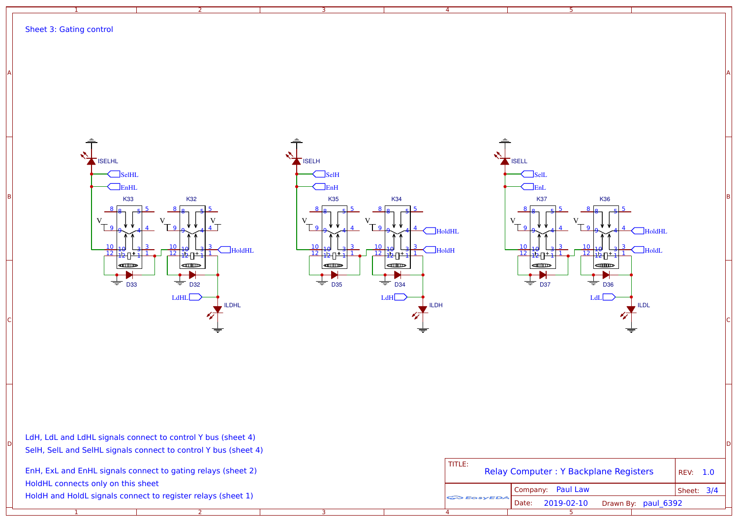Sheet 3: Gating control

LdH, LdL and LdHL signals connect to control Y bus (sheet 4)

SelH, SelL and SelHL signals connect to control Y bus (sheet 4)

EnH, ExL and EnHL signals connect to gating relays (sheet 2)

HoldHL connects only on this sheet

HoldH and HoldL signals connect to register relays (sheet 1)

| TITLE: | Relay Computer : Y Backplane Registers | REV: 1.0 |
| --- | --- | --- |
| EasyEDA | Company: Paul Law | Sheet: 3/4 |
| | Date: 2019-02-10 Drawn By: paul_6392 | |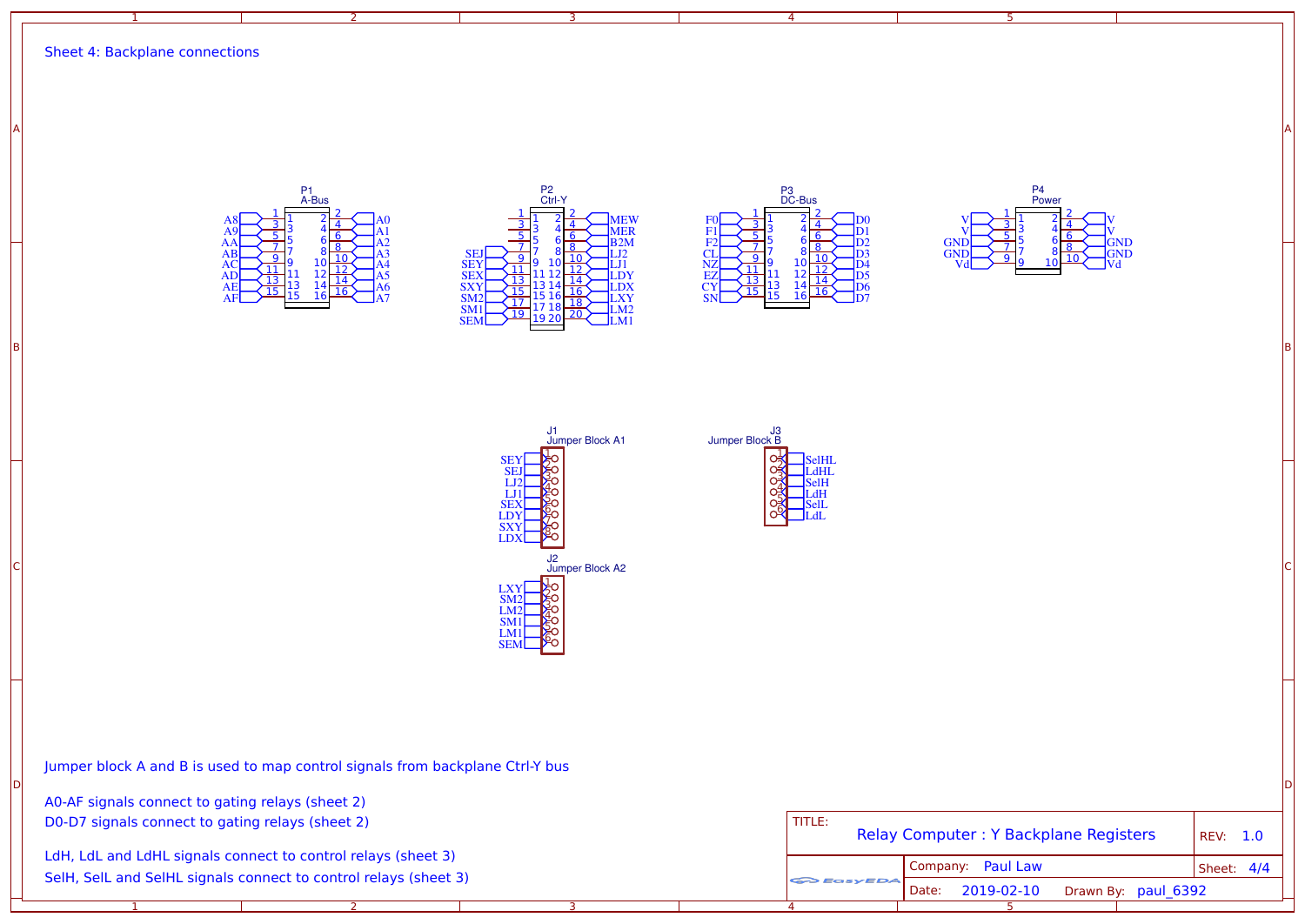Sheet 4: Backplane connections

P1
A-Bus

| Signal | Pin | Pin | Signal |
|---|---|---|---|
| A8 | 1 | 2 | A0 |
| A9 | 3 | 4 | A1 |
| AA | 5 | 6 | A2 |
| AB | 7 | 8 | A3 |
| AC | 9 | 10 | A4 |
| AD | 11 | 12 | A5 |
| AE | 13 | 14 | A6 |
| AF | 15 | 16 | A7 |

P2
Ctrl-Y

| Signal | Pin | Pin | Signal |
|---|---|---|---|
| | 1 | 2 | MEW |
| | 3 | 4 | MER |
| | 5 | 6 | B2M |
| SEJ | 7 | 8 | LJ2 |
| SEY | 9 | 10 | LJ1 |
| SEX | 11 | 12 | LDY |
| SXY | 13 | 14 | LDX |
| SM2 | 15 | 16 | LXY |
| SM1 | 17 | 18 | LM2 |
| SEM | 19 | 20 | LM1 |

P3
DC-Bus

| Signal | Pin | Pin | Signal |
|---|---|---|---|
| F0 | 1 | 2 | D0 |
| F1 | 3 | 4 | D1 |
| F2 | 5 | 6 | D2 |
| CL | 7 | 8 | D3 |
| NZ | 9 | 10 | D4 |
| EZ | 11 | 12 | D5 |
| CY | 13 | 14 | D6 |
| SN | 15 | 16 | D7 |

P4
Power

| Signal | Pin | Pin | Signal |
|---|---|---|---|
| V | 1 | 2 | V |
| V | 3 | 4 | V |
| GND | 5 | 6 | GND |
| GND | 7 | 8 | GND |
| Vd | 9 | 10 | Vd |

J1
Jumper Block A1

| Pin | Signal |
|---|---|
| 1 | SEY |
| 2 | SEJ |
| 3 | LJ2 |
| 4 | LJ1 |
| 5 | SEX |
| 6 | LDY |
| 7 | SXY |
| 8 | LDX |

J2
Jumper Block A2

| Pin | Signal |
|---|---|
| 1 | LXY |
| 2 | SM2 |
| 3 | LM2 |
| 4 | SM1 |
| 5 | LM1 |
| 6 | SEM |

J3
Jumper Block B

| Pin | Signal |
|---|---|
| 1 | SelHL |
| 2 | LdHL |
| 3 | SelH |
| 4 | LdH |
| 5 | SelL |
| 6 | LdL |

Jumper block A and B is used to map control signals from backplane Ctrl-Y bus

A0-AF signals connect to gating relays (sheet 2)
D0-D7 signals connect to gating relays (sheet 2)

LdH, LdL and LdHL signals connect to control relays (sheet 3)
SelH, SelL and SelHL signals connect to control relays (sheet 3)

| | |
|---|---|
| TITLE: Relay Computer : Y Backplane Registers | REV: 1.0 |
| Company: Paul Law | Sheet: 4/4 |
| Date: 2019-02-10 Drawn By: paul_6392 | |